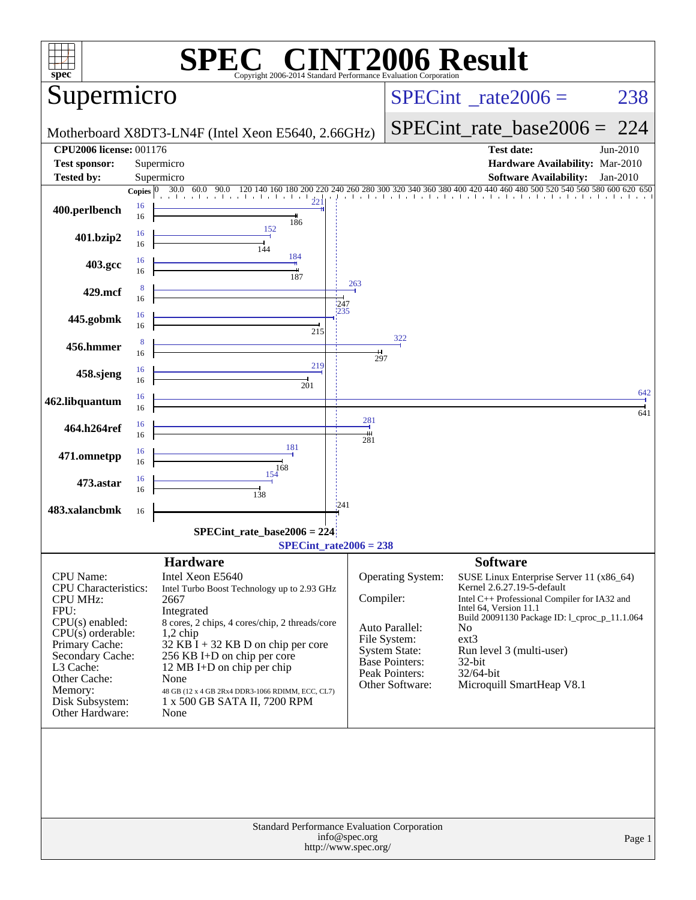# SPEC® CINT2006 Result

Copyright 2006-2014 Standard Performance Evaluation Corporation

## Supermicro

Motherboard X8DT3-LN4F (Intel Xeon E5640, 2.66GHz)

SPECint_rate2006 = 238

SPECint_rate_base2006 = 224

| | | | |
|---|---|---|---|
| **CPU2006 license:** | 001176 | **Test date:** | Jun-2010 |
| **Test sponsor:** | Supermicro | **Hardware Availability:** | Mar-2010 |
| **Tested by:** | Supermicro | **Software Availability:** | Jan-2010 |

| Benchmark | Peak Copies | Peak | Base Copies | Base |
|---|---|---|---|---|
| 400.perlbench | 16 | 221 | 16 | 186 |
| 401.bzip2 | 16 | 152 | 16 | 144 |
| 403.gcc | 16 | 184 | 16 | 187 |
| 429.mcf | 8 | 263 | 16 | 247 |
| 445.gobmk | 16 | 235 | 16 | 215 |
| 456.hmmer | 8 | 322 | 16 | 297 |
| 458.sjeng | 16 | 219 | 16 | 201 |
| 462.libquantum | 16 | 642 | 16 | 641 |
| 464.h264ref | 16 | 281 | 16 | 281 |
| 471.omnetpp | 16 | 181 | 16 | 168 |
| 473.astar | 16 | 154 | 16 | 138 |
| 483.xalancbmk | | | 16 | 241 |

SPECint_rate_base2006 = 224

SPECint_rate2006 = 238

### Hardware

| | |
|---|---|
| CPU Name: | Intel Xeon E5640 |
| CPU Characteristics: | Intel Turbo Boost Technology up to 2.93 GHz |
| CPU MHz: | 2667 |
| FPU: | Integrated |
| CPU(s) enabled: | 8 cores, 2 chips, 4 cores/chip, 2 threads/core |
| CPU(s) orderable: | 1,2 chip |
| Primary Cache: | 32 KB I + 32 KB D on chip per core |
| Secondary Cache: | 256 KB I+D on chip per core |
| L3 Cache: | 12 MB I+D on chip per chip |
| Other Cache: | None |
| Memory: | 48 GB (12 x 4 GB 2Rx4 DDR3-1066 RDIMM, ECC, CL7) |
| Disk Subsystem: | 1 x 500 GB SATA II, 7200 RPM |
| Other Hardware: | None |

### Software

| | |
|---|---|
| Operating System: | SUSE Linux Enterprise Server 11 (x86_64) Kernel 2.6.27.19-5-default |
| Compiler: | Intel C++ Professional Compiler for IA32 and Intel 64, Version 11.1 Build 20091130 Package ID: l_cproc_p_11.1.064 |
| Auto Parallel: | No |
| File System: | ext3 |
| System State: | Run level 3 (multi-user) |
| Base Pointers: | 32-bit |
| Peak Pointers: | 32/64-bit |
| Other Software: | Microquill SmartHeap V8.1 |

Standard Performance Evaluation Corporation
info@spec.org
http://www.spec.org/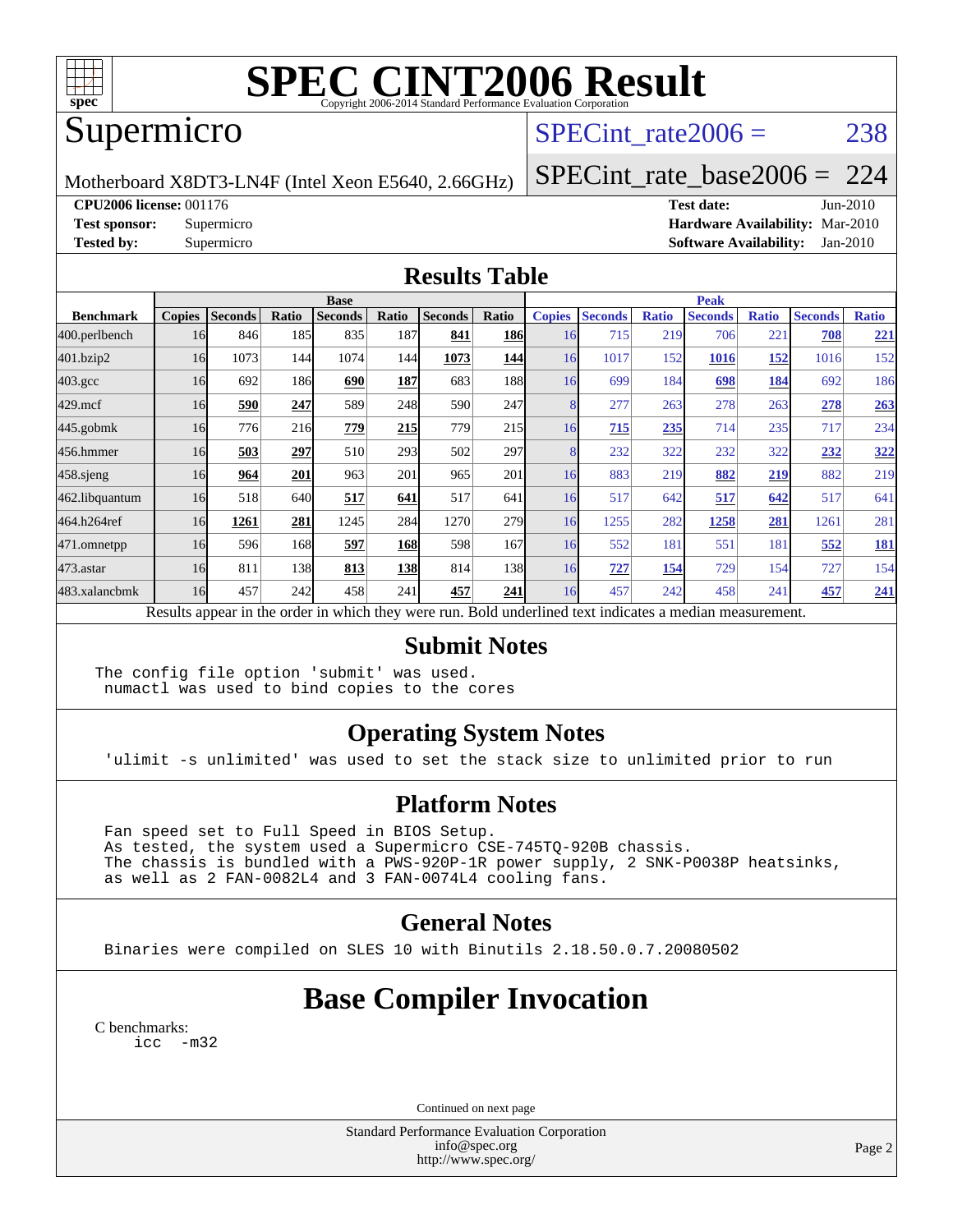# SPEC CINT2006 Result

Copyright 2006-2014 Standard Performance Evaluation Corporation

## Supermicro

Motherboard X8DT3-LN4F (Intel Xeon E5640, 2.66GHz)

SPECint_rate2006 = 238

SPECint_rate_base2006 = 224

**CPU2006 license:** 001176
**Test sponsor:** Supermicro
**Tested by:** Supermicro

**Test date:** Jun-2010
**Hardware Availability:** Mar-2010
**Software Availability:** Jan-2010

## Results Table

| | Base | | | | | | | Peak | | | | | | |
|---|---|---|---|---|---|---|---|---|---|---|---|---|---|---|
| **Benchmark** | **Copies** | **Seconds** | **Ratio** | **Seconds** | **Ratio** | **Seconds** | **Ratio** | **Copies** | **Seconds** | **Ratio** | **Seconds** | **Ratio** | **Seconds** | **Ratio** |
| 400.perlbench | 16 | 846 | 185 | 835 | 187 | **841** | **186** | 16 | 715 | 219 | 706 | 221 | **708** | **221** |
| 401.bzip2 | 16 | 1073 | 144 | 1074 | 144 | **1073** | **144** | 16 | 1017 | 152 | **1016** | **152** | 1016 | 152 |
| 403.gcc | 16 | 692 | 186 | **690** | **187** | 683 | 188 | 16 | 699 | 184 | **698** | **184** | 692 | 186 |
| 429.mcf | 16 | **590** | **247** | 589 | 248 | 590 | 247 | 8 | 277 | 263 | 278 | 263 | **278** | **263** |
| 445.gobmk | 16 | 776 | 216 | **779** | **215** | 779 | 215 | 16 | **715** | **235** | 714 | 235 | 717 | 234 |
| 456.hmmer | 16 | **503** | **297** | 510 | 293 | 502 | 297 | 8 | 232 | 322 | 232 | 322 | **232** | **322** |
| 458.sjeng | 16 | **964** | **201** | 963 | 201 | 965 | 201 | 16 | 883 | 219 | **882** | **219** | 882 | 219 |
| 462.libquantum | 16 | 518 | 640 | **517** | **641** | 517 | 641 | 16 | 517 | 642 | **517** | **642** | 517 | 641 |
| 464.h264ref | 16 | **1261** | **281** | 1245 | 284 | 1270 | 279 | 16 | 1255 | 282 | **1258** | **281** | 1261 | 281 |
| 471.omnetpp | 16 | 596 | 168 | **597** | **168** | 598 | 167 | 16 | 552 | 181 | 551 | 181 | **552** | **181** |
| 473.astar | 16 | 811 | 138 | **813** | **138** | 814 | 138 | 16 | **727** | **154** | 729 | 154 | 727 | 154 |
| 483.xalancbmk | 16 | 457 | 242 | 458 | 241 | **457** | **241** | 16 | 457 | 242 | 458 | 241 | **457** | **241** |

Results appear in the order in which they were run. Bold underlined text indicates a median measurement.

## Submit Notes

```
The config file option 'submit' was used.
 numactl was used to bind copies to the cores
```

## Operating System Notes

```
'ulimit -s unlimited' was used to set the stack size to unlimited prior to run
```

## Platform Notes

```
Fan speed set to Full Speed in BIOS Setup.
As tested, the system used a Supermicro CSE-745TQ-920B chassis.
The chassis is bundled with a PWS-920P-1R power supply, 2 SNK-P0038P heatsinks,
as well as 2 FAN-0082L4 and 3 FAN-0074L4 cooling fans.
```

## General Notes

```
Binaries were compiled on SLES 10 with Binutils 2.18.50.0.7.20080502
```

# Base Compiler Invocation

C benchmarks:
```
icc  -m32
```

Continued on next page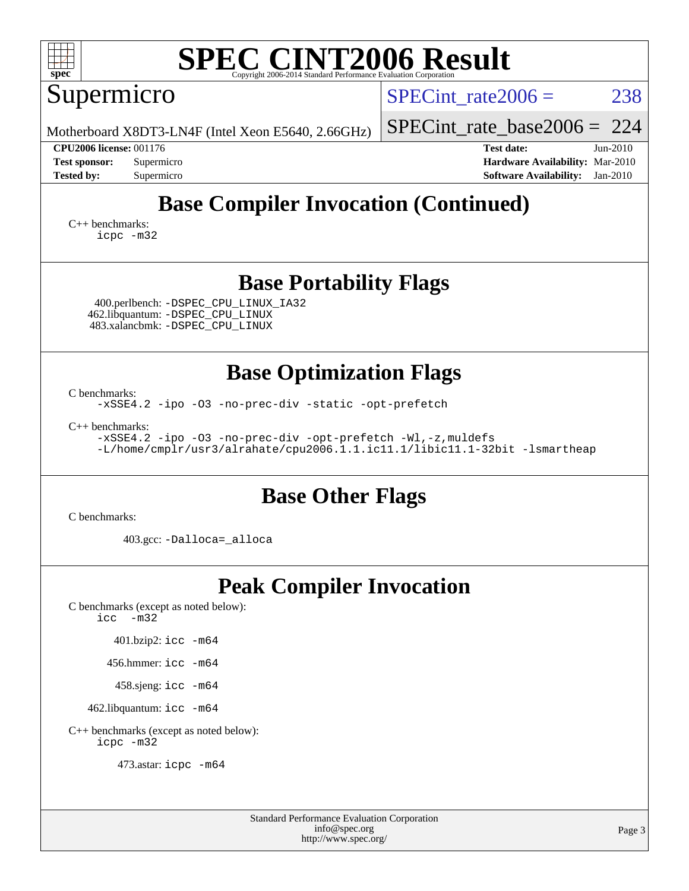# SPEC CINT2006 Result

Copyright 2006-2014 Standard Performance Evaluation Corporation

## Supermicro

Motherboard X8DT3-LN4F (Intel Xeon E5640, 2.66GHz)

SPECint_rate2006 = 238

SPECint_rate_base2006 = 224

**CPU2006 license:** 001176
**Test sponsor:** Supermicro
**Tested by:** Supermicro

**Test date:** Jun-2010
**Hardware Availability:** Mar-2010
**Software Availability:** Jan-2010

## Base Compiler Invocation (Continued)

C++ benchmarks:
```
icpc -m32
```

## Base Portability Flags

400.perlbench: `-DSPEC_CPU_LINUX_IA32`
462.libquantum: `-DSPEC_CPU_LINUX`
483.xalancbmk: `-DSPEC_CPU_LINUX`

## Base Optimization Flags

C benchmarks:
```
-xSSE4.2 -ipo -O3 -no-prec-div -static -opt-prefetch
```

C++ benchmarks:
```
-xSSE4.2 -ipo -O3 -no-prec-div -opt-prefetch -Wl,-z,muldefs
-L/home/cmplr/usr3/alrahate/cpu2006.1.1.ic11.1/libic11.1-32bit -lsmartheap
```

## Base Other Flags

C benchmarks:

403.gcc: `-Dalloca=_alloca`

## Peak Compiler Invocation

C benchmarks (except as noted below):
```
icc  -m32
```

401.bzip2: `icc -m64`

456.hmmer: `icc -m64`

458.sjeng: `icc -m64`

462.libquantum: `icc -m64`

C++ benchmarks (except as noted below):
```
icpc -m32
```

473.astar: `icpc -m64`

Standard Performance Evaluation Corporation
info@spec.org
http://www.spec.org/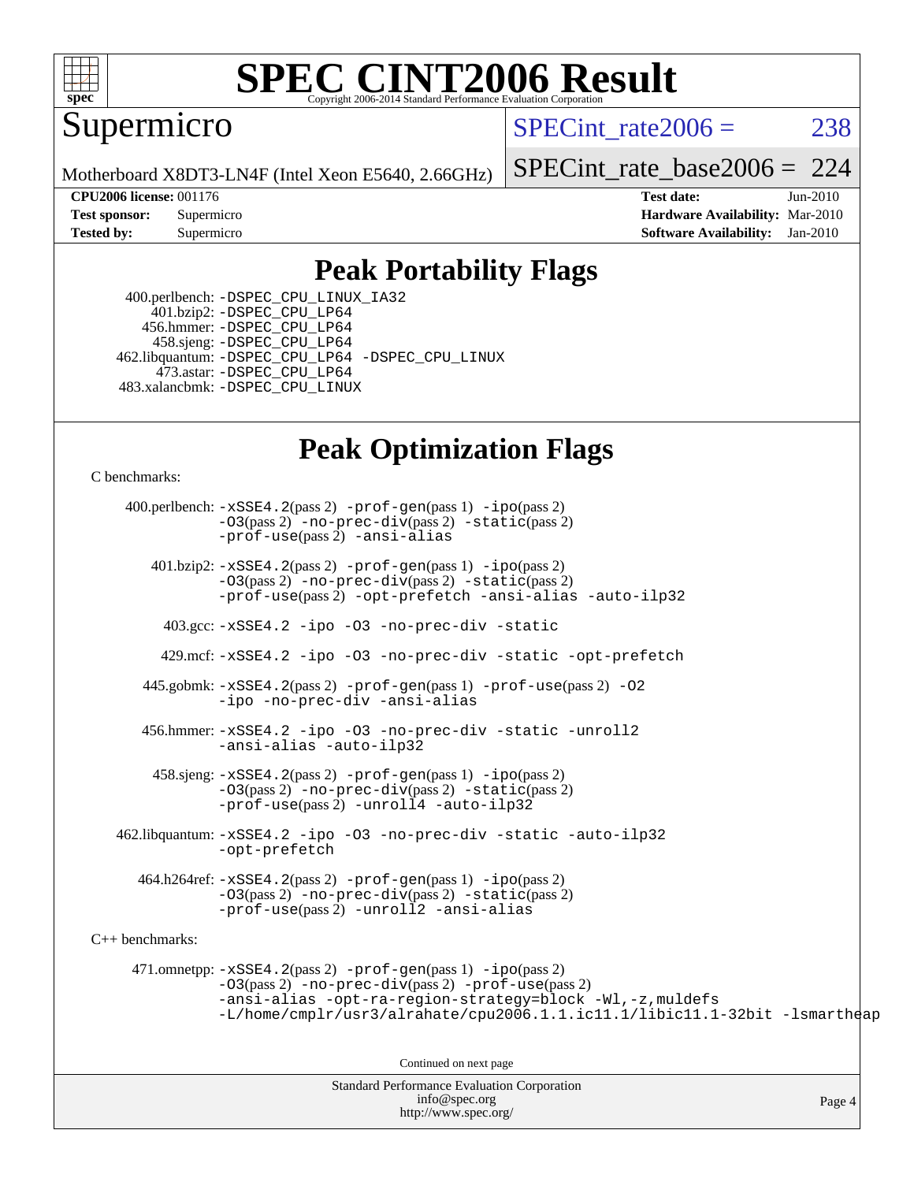# SPEC CINT2006 Result

Copyright 2006-2014 Standard Performance Evaluation Corporation

## Supermicro

Motherboard X8DT3-LN4F (Intel Xeon E5640, 2.66GHz)

SPECint_rate2006 = 238

SPECint_rate_base2006 = 224

**CPU2006 license:** 001176
**Test sponsor:** Supermicro
**Tested by:** Supermicro

**Test date:** Jun-2010
**Hardware Availability:** Mar-2010
**Software Availability:** Jan-2010

## Peak Portability Flags

400.perlbench: -DSPEC_CPU_LINUX_IA32
401.bzip2: -DSPEC_CPU_LP64
456.hmmer: -DSPEC_CPU_LP64
458.sjeng: -DSPEC_CPU_LP64
462.libquantum: -DSPEC_CPU_LP64 -DSPEC_CPU_LINUX
473.astar: -DSPEC_CPU_LP64
483.xalancbmk: -DSPEC_CPU_LINUX

## Peak Optimization Flags

C benchmarks:

400.perlbench: -xSSE4.2(pass 2) -prof-gen(pass 1) -ipo(pass 2) -O3(pass 2) -no-prec-div(pass 2) -static(pass 2) -prof-use(pass 2) -ansi-alias

401.bzip2: -xSSE4.2(pass 2) -prof-gen(pass 1) -ipo(pass 2) -O3(pass 2) -no-prec-div(pass 2) -static(pass 2) -prof-use(pass 2) -opt-prefetch -ansi-alias -auto-ilp32

403.gcc: -xSSE4.2 -ipo -O3 -no-prec-div -static

429.mcf: -xSSE4.2 -ipo -O3 -no-prec-div -static -opt-prefetch

445.gobmk: -xSSE4.2(pass 2) -prof-gen(pass 1) -prof-use(pass 2) -O2 -ipo -no-prec-div -ansi-alias

456.hmmer: -xSSE4.2 -ipo -O3 -no-prec-div -static -unroll2 -ansi-alias -auto-ilp32

458.sjeng: -xSSE4.2(pass 2) -prof-gen(pass 1) -ipo(pass 2) -O3(pass 2) -no-prec-div(pass 2) -static(pass 2) -prof-use(pass 2) -unroll4 -auto-ilp32

462.libquantum: -xSSE4.2 -ipo -O3 -no-prec-div -static -auto-ilp32 -opt-prefetch

464.h264ref: -xSSE4.2(pass 2) -prof-gen(pass 1) -ipo(pass 2) -O3(pass 2) -no-prec-div(pass 2) -static(pass 2) -prof-use(pass 2) -unroll2 -ansi-alias

C++ benchmarks:

471.omnetpp: -xSSE4.2(pass 2) -prof-gen(pass 1) -ipo(pass 2) -O3(pass 2) -no-prec-div(pass 2) -prof-use(pass 2) -ansi-alias -opt-ra-region-strategy=block -Wl,-z,muldefs -L/home/cmplr/usr3/alrahate/cpu2006.1.1.ic11.1/libic11.1-32bit -lsmartheap

Continued on next page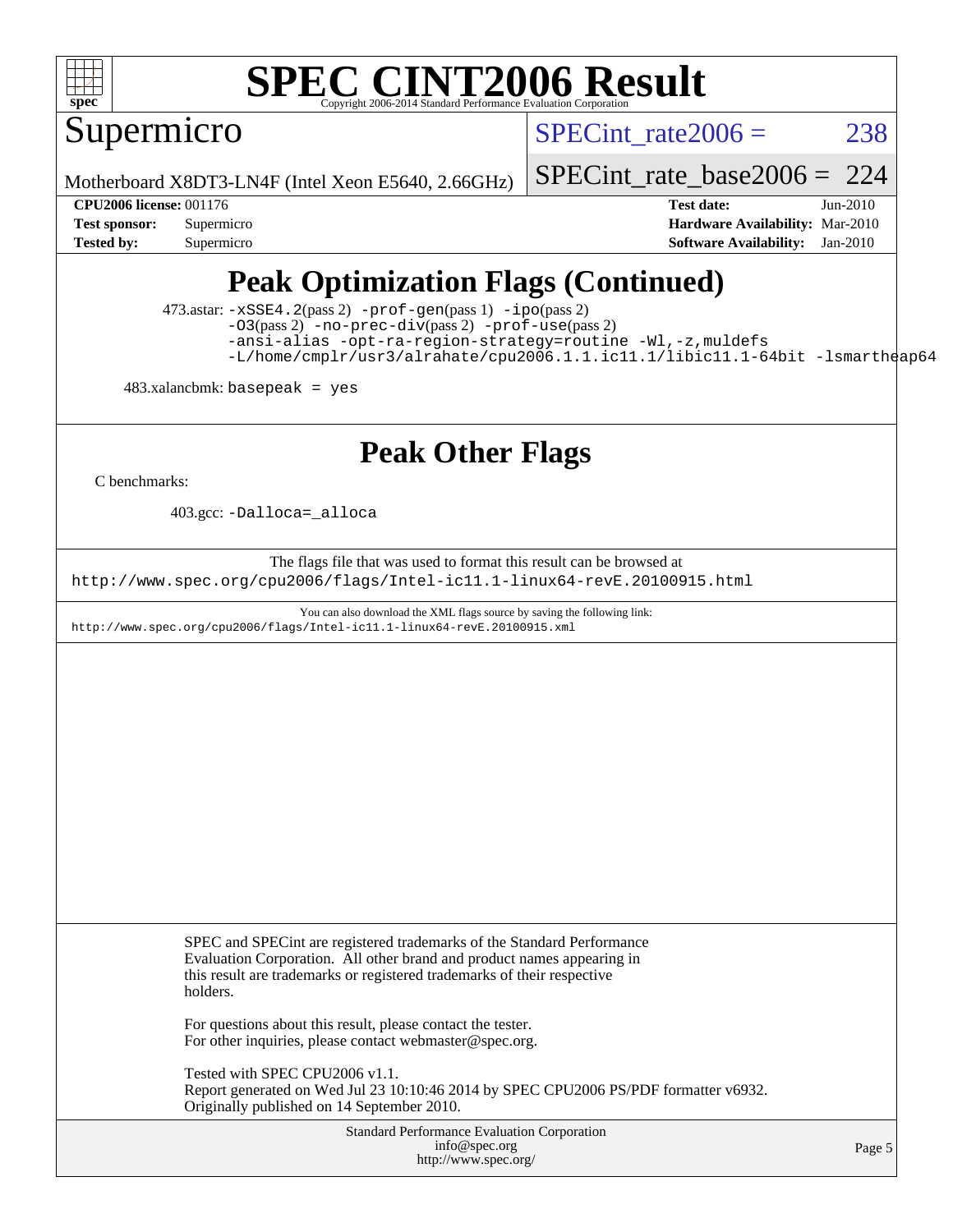# SPEC CINT2006 Result

Copyright 2006-2014 Standard Performance Evaluation Corporation

Supermicro

Motherboard X8DT3-LN4F (Intel Xeon E5640, 2.66GHz)

SPECint_rate2006 = 238

SPECint_rate_base2006 = 224

**CPU2006 license:** 001176
**Test sponsor:** Supermicro
**Tested by:** Supermicro

**Test date:** Jun-2010
**Hardware Availability:** Mar-2010
**Software Availability:** Jan-2010

## Peak Optimization Flags (Continued)

473.astar: -xSSE4.2(pass 2) -prof-gen(pass 1) -ipo(pass 2)
-O3(pass 2) -no-prec-div(pass 2) -prof-use(pass 2)
-ansi-alias -opt-ra-region-strategy=routine -Wl,-z,muldefs
-L/home/cmplr/usr3/alrahate/cpu2006.1.1.ic11.1/libic11.1-64bit -lsmartheap64

483.xalancbmk: basepeak = yes

## Peak Other Flags

C benchmarks:

403.gcc: -Dalloca=_alloca

The flags file that was used to format this result can be browsed at
http://www.spec.org/cpu2006/flags/Intel-ic11.1-linux64-revE.20100915.html

You can also download the XML flags source by saving the following link:
http://www.spec.org/cpu2006/flags/Intel-ic11.1-linux64-revE.20100915.xml

SPEC and SPECint are registered trademarks of the Standard Performance Evaluation Corporation. All other brand and product names appearing in this result are trademarks or registered trademarks of their respective holders.

For questions about this result, please contact the tester.
For other inquiries, please contact webmaster@spec.org.

Tested with SPEC CPU2006 v1.1.
Report generated on Wed Jul 23 10:10:46 2014 by SPEC CPU2006 PS/PDF formatter v6932.
Originally published on 14 September 2010.